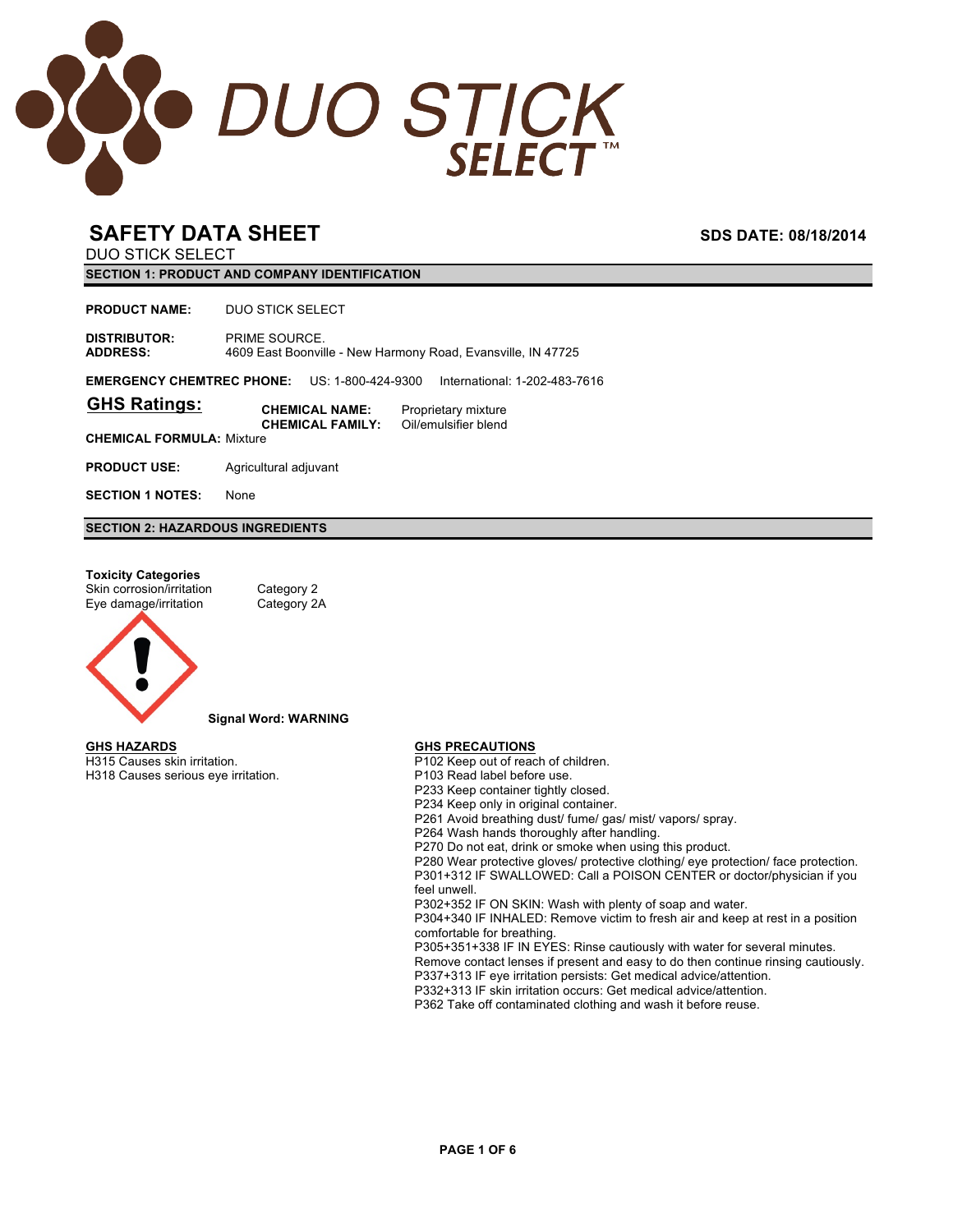# DUO STICK SELECT™

## SAFETY DATA SHEET

**SDS DATE: 08/18/2014**

DUO STICK SELECT

### SECTION 1: PRODUCT AND COMPANY IDENTIFICATION

**PRODUCT NAME:** DUO STICK SELECT

**DISTRIBUTOR:** PRIME SOURCE.
**ADDRESS:** 4609 East Boonville - New Harmony Road, Evansville, IN 47725

**EMERGENCY CHEMTREC PHONE:** US: 1-800-424-9300 International: 1-202-483-7616

**GHS Ratings:**

**CHEMICAL NAME:** Proprietary mixture
**CHEMICAL FAMILY:** Oil/emulsifier blend

**CHEMICAL FORMULA:** Mixture

**PRODUCT USE:** Agricultural adjuvant

**SECTION 1 NOTES:** None

### SECTION 2: HAZARDOUS INGREDIENTS

**Toxicity Categories**

| | |
|---|---|
| Skin corrosion/irritation | Category 2 |
| Eye damage/irritation | Category 2A |

**Signal Word: WARNING**

**GHS HAZARDS**

H315 Causes skin irritation.
H318 Causes serious eye irritation.

**GHS PRECAUTIONS**

P102 Keep out of reach of children.
P103 Read label before use.
P233 Keep container tightly closed.
P234 Keep only in original container.
P261 Avoid breathing dust/ fume/ gas/ mist/ vapors/ spray.
P264 Wash hands thoroughly after handling.
P270 Do not eat, drink or smoke when using this product.
P280 Wear protective gloves/ protective clothing/ eye protection/ face protection.
P301+312 IF SWALLOWED: Call a POISON CENTER or doctor/physician if you feel unwell.
P302+352 IF ON SKIN: Wash with plenty of soap and water.
P304+340 IF INHALED: Remove victim to fresh air and keep at rest in a position comfortable for breathing.
P305+351+338 IF IN EYES: Rinse cautiously with water for several minutes. Remove contact lenses if present and easy to do then continue rinsing cautiously.
P337+313 IF eye irritation persists: Get medical advice/attention.
P332+313 IF skin irritation occurs: Get medical advice/attention.
P362 Take off contaminated clothing and wash it before reuse.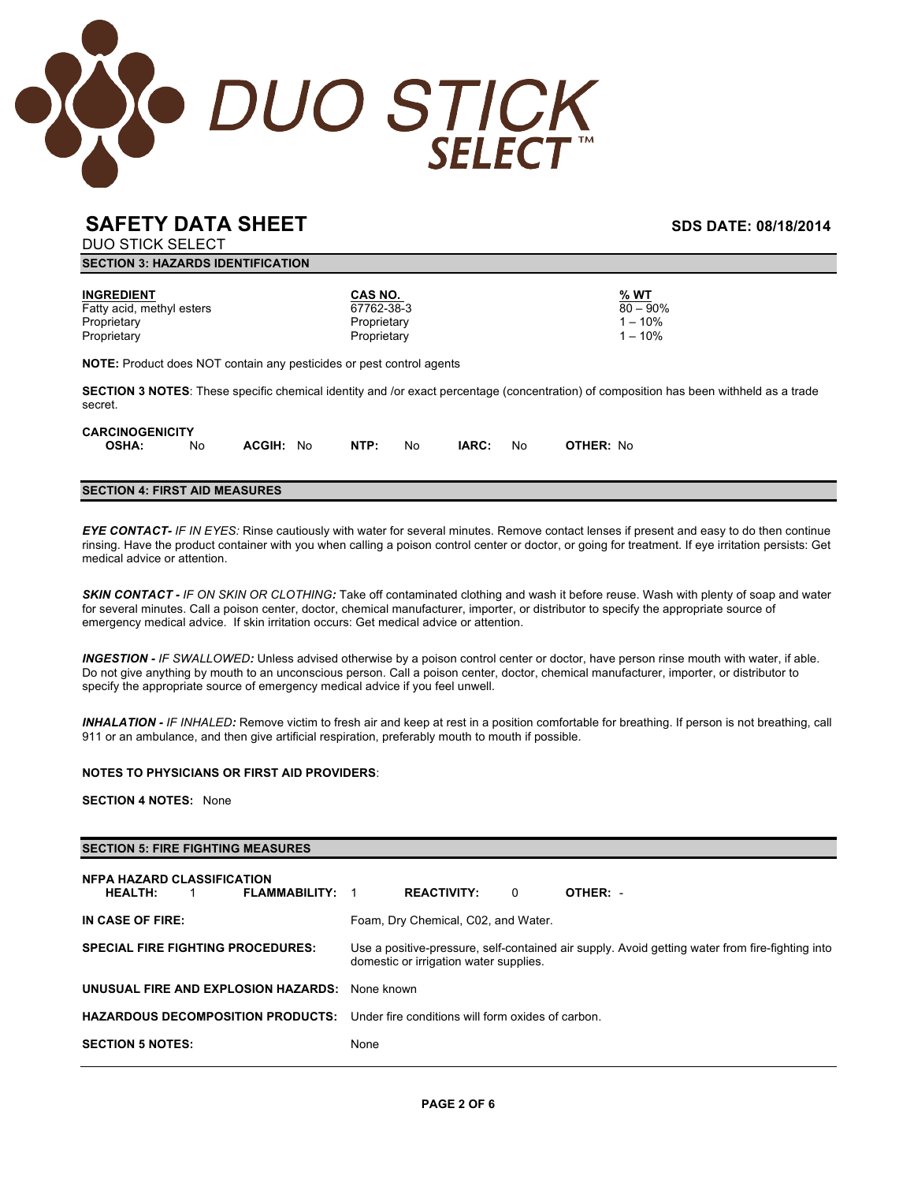# DUO STICK SELECT™

## SAFETY DATA SHEET

**SDS DATE: 08/18/2014**

DUO STICK SELECT

### SECTION 3: HAZARDS IDENTIFICATION

| INGREDIENT | CAS NO. | % WT |
|---|---|---|
| Fatty acid, methyl esters | 67762-38-3 | 80 – 90% |
| Proprietary | Proprietary | 1 – 10% |
| Proprietary | Proprietary | 1 – 10% |

**NOTE:** Product does NOT contain any pesticides or pest control agents

**SECTION 3 NOTES**: These specific chemical identity and /or exact percentage (concentration) of composition has been withheld as a trade secret.

**CARCINOGENICITY**

| OSHA: | ACGIH: | NTP: | IARC: | OTHER: |
|---|---|---|---|---|
| No | No | No | No | No |

### SECTION 4: FIRST AID MEASURES

***EYE CONTACT-*** *IF IN EYES:* Rinse cautiously with water for several minutes. Remove contact lenses if present and easy to do then continue rinsing. Have the product container with you when calling a poison control center or doctor, or going for treatment. If eye irritation persists: Get medical advice or attention.

***SKIN CONTACT -*** *IF ON SKIN OR CLOTHING:* Take off contaminated clothing and wash it before reuse. Wash with plenty of soap and water for several minutes. Call a poison center, doctor, chemical manufacturer, importer, or distributor to specify the appropriate source of emergency medical advice. If skin irritation occurs: Get medical advice or attention.

***INGESTION -*** *IF SWALLOWED:* Unless advised otherwise by a poison control center or doctor, have person rinse mouth with water, if able. Do not give anything by mouth to an unconscious person. Call a poison center, doctor, chemical manufacturer, importer, or distributor to specify the appropriate source of emergency medical advice if you feel unwell.

***INHALATION -*** *IF INHALED:* Remove victim to fresh air and keep at rest in a position comfortable for breathing. If person is not breathing, call 911 or an ambulance, and then give artificial respiration, preferably mouth to mouth if possible.

**NOTES TO PHYSICIANS OR FIRST AID PROVIDERS**:

**SECTION 4 NOTES:** None

### SECTION 5: FIRE FIGHTING MEASURES

**NFPA HAZARD CLASSIFICATION**

| HEALTH: | FLAMMABILITY: | REACTIVITY: | OTHER: |
|---|---|---|---|
| 1 | 1 | 0 | - |

**IN CASE OF FIRE:** Foam, Dry Chemical, C02, and Water.

**SPECIAL FIRE FIGHTING PROCEDURES:** Use a positive-pressure, self-contained air supply. Avoid getting water from fire-fighting into domestic or irrigation water supplies.

**UNUSUAL FIRE AND EXPLOSION HAZARDS:** None known

**HAZARDOUS DECOMPOSITION PRODUCTS:** Under fire conditions will form oxides of carbon.

**SECTION 5 NOTES:** None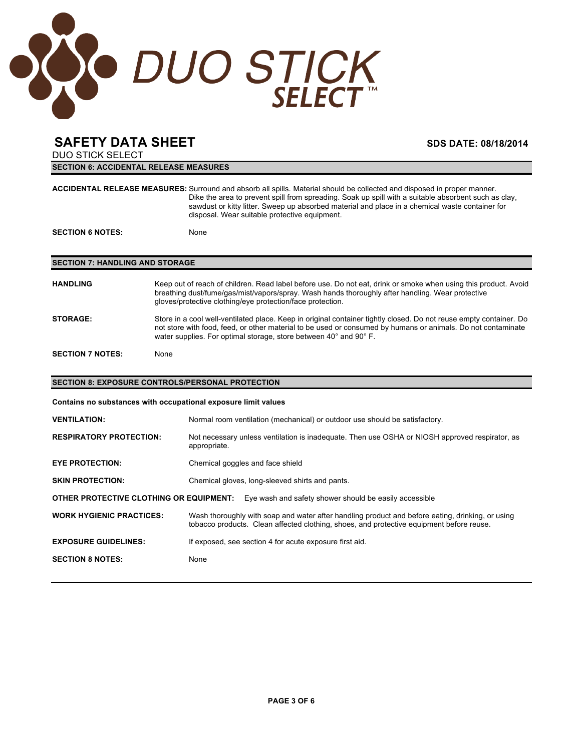# SAFETY DATA SHEET

**SDS DATE: 08/18/2014**

DUO STICK SELECT

## SECTION 6: ACCIDENTAL RELEASE MEASURES

**ACCIDENTAL RELEASE MEASURES:** Surround and absorb all spills. Material should be collected and disposed in proper manner. Dike the area to prevent spill from spreading. Soak up spill with a suitable absorbent such as clay, sawdust or kitty litter. Sweep up absorbed material and place in a chemical waste container for disposal. Wear suitable protective equipment.

**SECTION 6 NOTES:** None

## SECTION 7: HANDLING AND STORAGE

**HANDLING** Keep out of reach of children. Read label before use. Do not eat, drink or smoke when using this product. Avoid breathing dust/fume/gas/mist/vapors/spray. Wash hands thoroughly after handling. Wear protective gloves/protective clothing/eye protection/face protection.

**STORAGE:** Store in a cool well-ventilated place. Keep in original container tightly closed. Do not reuse empty container. Do not store with food, feed, or other material to be used or consumed by humans or animals. Do not contaminate water supplies. For optimal storage, store between 40° and 90° F.

**SECTION 7 NOTES:** None

## SECTION 8: EXPOSURE CONTROLS/PERSONAL PROTECTION

**Contains no substances with occupational exposure limit values**

**VENTILATION:** Normal room ventilation (mechanical) or outdoor use should be satisfactory.

**RESPIRATORY PROTECTION:** Not necessary unless ventilation is inadequate. Then use OSHA or NIOSH approved respirator, as appropriate.

**EYE PROTECTION:** Chemical goggles and face shield

**SKIN PROTECTION:** Chemical gloves, long-sleeved shirts and pants.

**OTHER PROTECTIVE CLOTHING OR EQUIPMENT:** Eye wash and safety shower should be easily accessible

**WORK HYGIENIC PRACTICES:** Wash thoroughly with soap and water after handling product and before eating, drinking, or using tobacco products. Clean affected clothing, shoes, and protective equipment before reuse.

**EXPOSURE GUIDELINES:** If exposed, see section 4 for acute exposure first aid.

**SECTION 8 NOTES:** None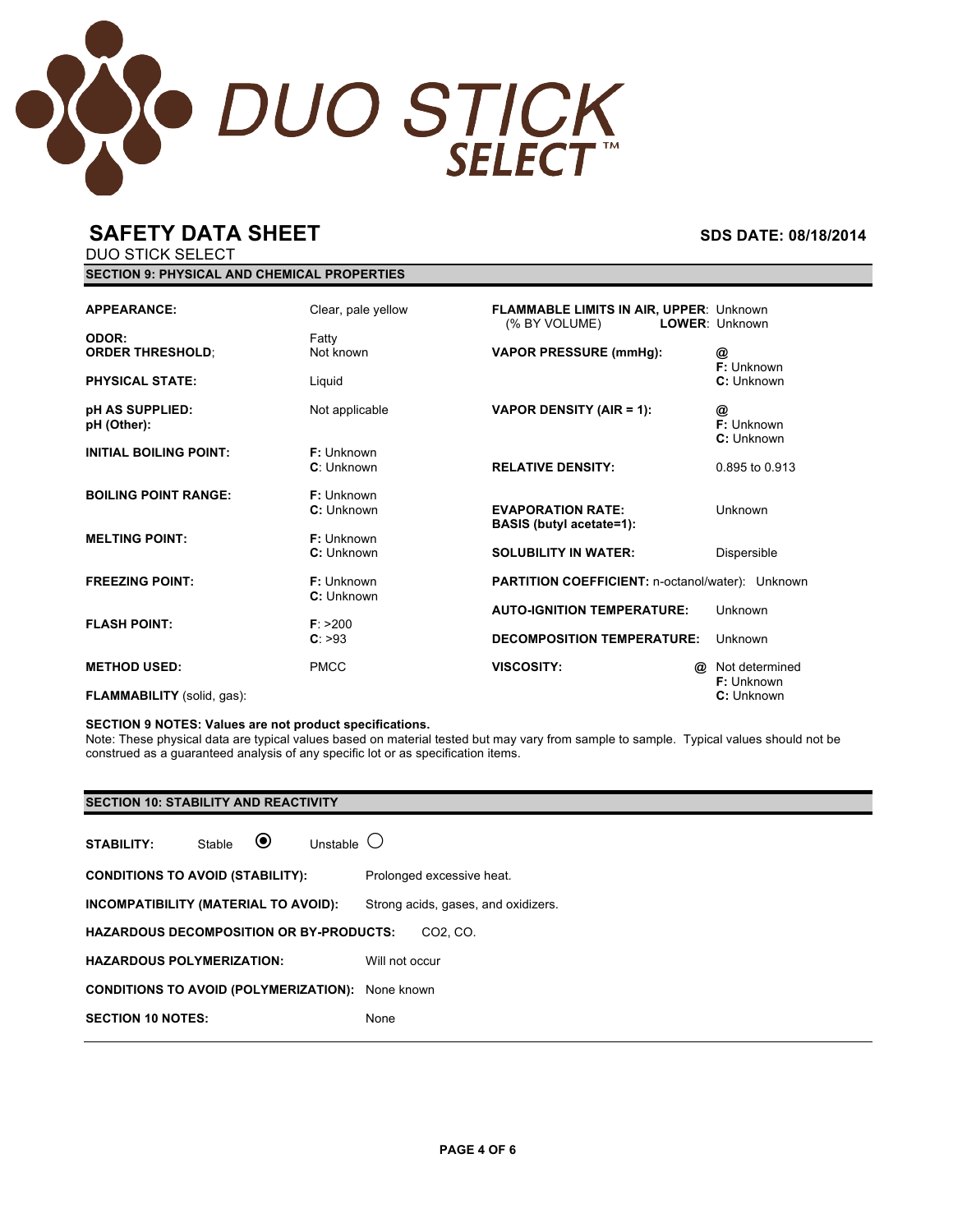# DUO STICK SELECT™

## SAFETY DATA SHEET

**SDS DATE: 08/18/2014**

DUO STICK SELECT

### SECTION 9: PHYSICAL AND CHEMICAL PROPERTIES

| Property | Value | Property | Value |
|---|---|---|---|
| **APPEARANCE:** | Clear, pale yellow | **FLAMMABLE LIMITS IN AIR, UPPER:** (% BY VOLUME) **LOWER:** | Unknown / Unknown |
| **ODOR:** | Fatty | | |
| **ORDER THRESHOLD:** | Not known | **VAPOR PRESSURE (mmHg):** | @ **F:** Unknown **C:** Unknown |
| **PHYSICAL STATE:** | Liquid | | |
| **pH AS SUPPLIED:** **pH (Other):** | Not applicable | **VAPOR DENSITY (AIR = 1):** | @ **F:** Unknown **C:** Unknown |
| **INITIAL BOILING POINT:** | **F:** Unknown **C:** Unknown | **RELATIVE DENSITY:** | 0.895 to 0.913 |
| **BOILING POINT RANGE:** | **F:** Unknown **C:** Unknown | **EVAPORATION RATE: BASIS (butyl acetate=1):** | Unknown |
| **MELTING POINT:** | **F:** Unknown **C:** Unknown | **SOLUBILITY IN WATER:** | Dispersible |
| **FREEZING POINT:** | **F:** Unknown **C:** Unknown | **PARTITION COEFFICIENT:** n-octanol/water): | Unknown |
| | | **AUTO-IGNITION TEMPERATURE:** | Unknown |
| **FLASH POINT:** | **F:** >200 **C:** >93 | **DECOMPOSITION TEMPERATURE:** | Unknown |
| **METHOD USED:** | PMCC | **VISCOSITY:** | @ Not determined **F:** Unknown **C:** Unknown |
| **FLAMMABILITY** (solid, gas): | | | |

**SECTION 9 NOTES: Values are not product specifications.**
Note: These physical data are typical values based on material tested but may vary from sample to sample. Typical values should not be construed as a guaranteed analysis of any specific lot or as specification items.

### SECTION 10: STABILITY AND REACTIVITY

**STABILITY:** Stable ⦿ Unstable ○

**CONDITIONS TO AVOID (STABILITY):** Prolonged excessive heat.

**INCOMPATIBILITY (MATERIAL TO AVOID):** Strong acids, gases, and oxidizers.

**HAZARDOUS DECOMPOSITION OR BY-PRODUCTS:** $CO_2$, CO.

**HAZARDOUS POLYMERIZATION:** Will not occur

**CONDITIONS TO AVOID (POLYMERIZATION):** None known

**SECTION 10 NOTES:** None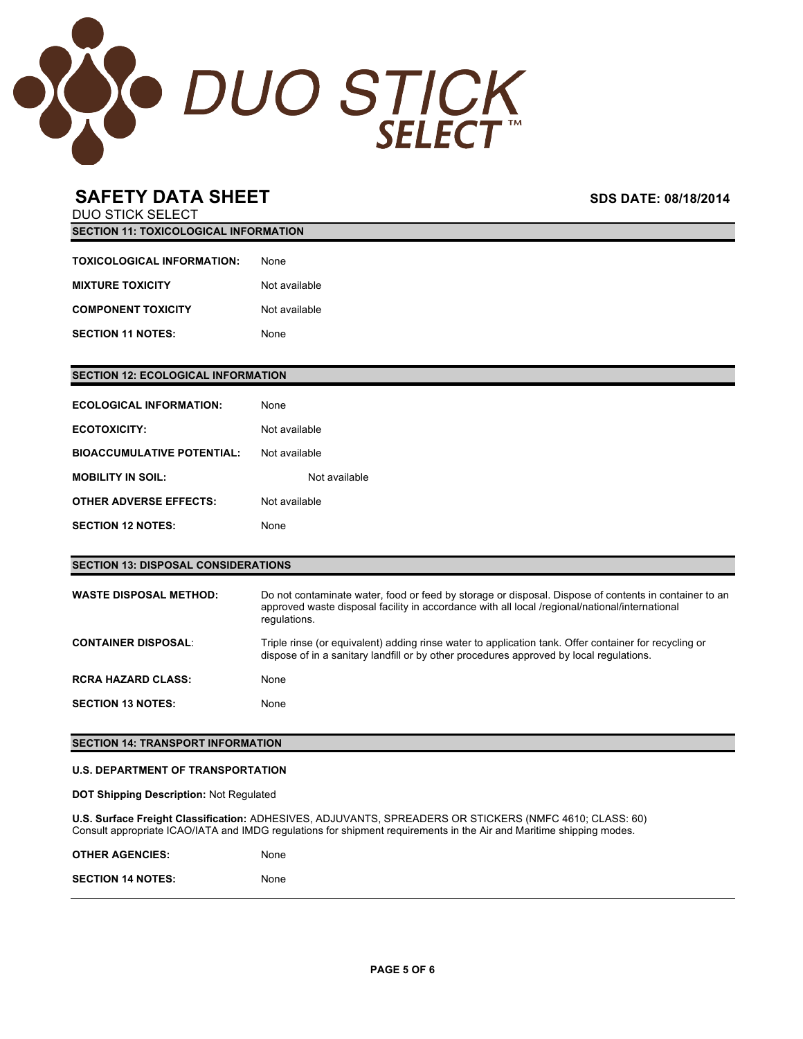DUO STICK SELECT ™

# SAFETY DATA SHEET

**SDS DATE: 08/18/2014**

DUO STICK SELECT

## SECTION 11: TOXICOLOGICAL INFORMATION

| | |
|---|---|
| **TOXICOLOGICAL INFORMATION:** | None |
| **MIXTURE TOXICITY** | Not available |
| **COMPONENT TOXICITY** | Not available |
| **SECTION 11 NOTES:** | None |

## SECTION 12: ECOLOGICAL INFORMATION

| | |
|---|---|
| **ECOLOGICAL INFORMATION:** | None |
| **ECOTOXICITY:** | Not available |
| **BIOACCUMULATIVE POTENTIAL:** | Not available |
| **MOBILITY IN SOIL:** | Not available |
| **OTHER ADVERSE EFFECTS:** | Not available |
| **SECTION 12 NOTES:** | None |

## SECTION 13: DISPOSAL CONSIDERATIONS

| | |
|---|---|
| **WASTE DISPOSAL METHOD:** | Do not contaminate water, food or feed by storage or disposal. Dispose of contents in container to an approved waste disposal facility in accordance with all local /regional/national/international regulations. |
| **CONTAINER DISPOSAL:** | Triple rinse (or equivalent) adding rinse water to application tank. Offer container for recycling or dispose of in a sanitary landfill or by other procedures approved by local regulations. |
| **RCRA HAZARD CLASS:** | None |
| **SECTION 13 NOTES:** | None |

## SECTION 14: TRANSPORT INFORMATION

**U.S. DEPARTMENT OF TRANSPORTATION**

**DOT Shipping Description:** Not Regulated

**U.S. Surface Freight Classification:** ADHESIVES, ADJUVANTS, SPREADERS OR STICKERS (NMFC 4610; CLASS: 60)
Consult appropriate ICAO/IATA and IMDG regulations for shipment requirements in the Air and Maritime shipping modes.

| | |
|---|---|
| **OTHER AGENCIES:** | None |
| **SECTION 14 NOTES:** | None |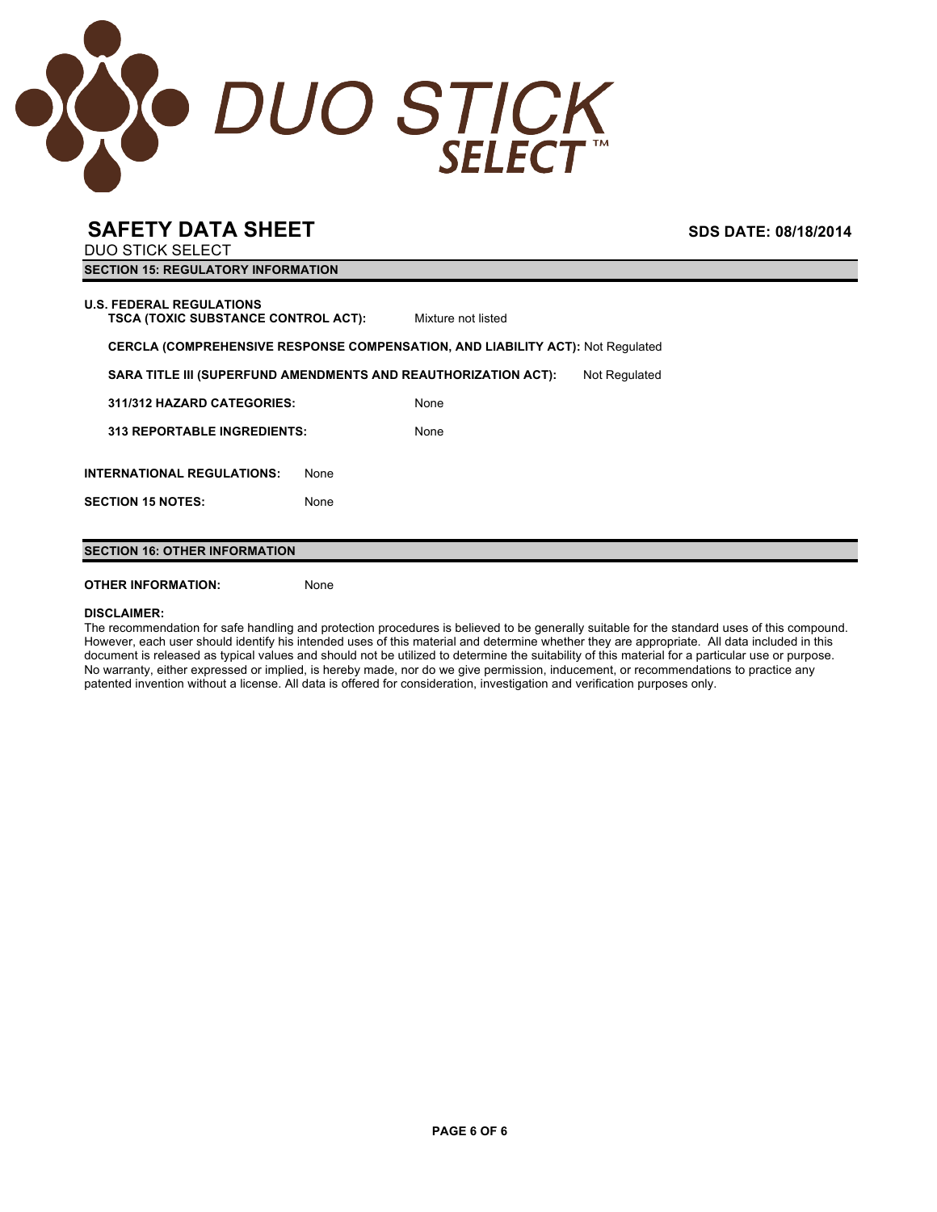# SAFETY DATA SHEET

**SDS DATE: 08/18/2014**

DUO STICK SELECT

## SECTION 15: REGULATORY INFORMATION

**U.S. FEDERAL REGULATIONS**

**TSCA (TOXIC SUBSTANCE CONTROL ACT):** Mixture not listed

**CERCLA (COMPREHENSIVE RESPONSE COMPENSATION, AND LIABILITY ACT):** Not Regulated

**SARA TITLE III (SUPERFUND AMENDMENTS AND REAUTHORIZATION ACT):** Not Regulated

**311/312 HAZARD CATEGORIES:** None

**313 REPORTABLE INGREDIENTS:** None

**INTERNATIONAL REGULATIONS:** None

**SECTION 15 NOTES:** None

## SECTION 16: OTHER INFORMATION

**OTHER INFORMATION:** None

**DISCLAIMER:**

The recommendation for safe handling and protection procedures is believed to be generally suitable for the standard uses of this compound. However, each user should identify his intended uses of this material and determine whether they are appropriate. All data included in this document is released as typical values and should not be utilized to determine the suitability of this material for a particular use or purpose. No warranty, either expressed or implied, is hereby made, nor do we give permission, inducement, or recommendations to practice any patented invention without a license. All data is offered for consideration, investigation and verification purposes only.